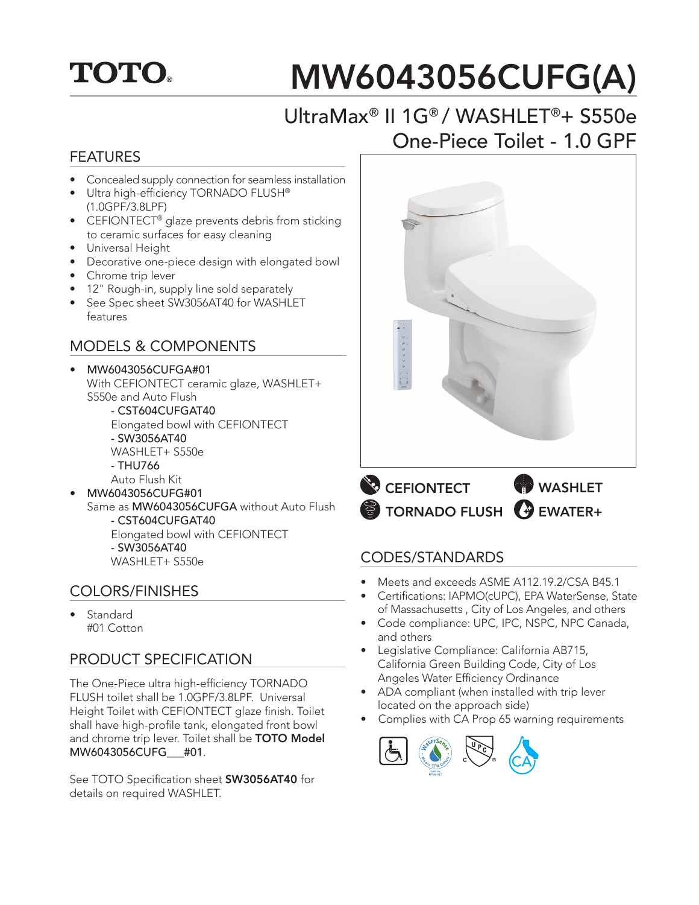TOTO®

# MW6043056CUFG(A)

## UltraMax® II 1G® / WASHLET®+ S550e One-Piece Toilet - 1.0 GPF

## FEATURES

- Concealed supply connection for seamless installation
- Ultra high-efficiency TORNADO FLUSH® (1.0GPF/3.8LPF)
- CEFIONTECT® glaze prevents debris from sticking to ceramic surfaces for easy cleaning
- Universal Height
- Decorative one-piece design with elongated bowl
- Chrome trip lever
- 12" Rough-in, supply line sold separately
- See Spec sheet SW3056AT40 for WASHLET features

## MODELS & COMPONENTS

- MW6043056CUFGA#01
  With CEFIONTECT ceramic glaze, WASHLET+ S550e and Auto Flush
  - CST604CUFGAT40
    Elongated bowl with CEFIONTECT
  - SW3056AT40
    WASHLET+ S550e
  - THU766
    Auto Flush Kit
- MW6043056CUFG#01
  Same as **MW6043056CUFGA** without Auto Flush
  - CST604CUFGAT40
    Elongated bowl with CEFIONTECT
  - SW3056AT40
    WASHLET+ S550e

## COLORS/FINISHES

- Standard
  #01 Cotton

## PRODUCT SPECIFICATION

The One-Piece ultra high-efficiency TORNADO FLUSH toilet shall be 1.0GPF/3.8LPF. Universal Height Toilet with CEFIONTECT glaze finish. Toilet shall have high-profile tank, elongated front bowl and chrome trip lever. Toilet shall be **TOTO Model** MW6043056CUFG___#01.

See TOTO Specification sheet **SW3056AT40** for details on required WASHLET.

CEFIONTECT WASHLET
TORNADO FLUSH EWATER+

## CODES/STANDARDS

- Meets and exceeds ASME A112.19.2/CSA B45.1
- Certifications: IAPMO(cUPC), EPA WaterSense, State of Massachusetts , City of Los Angeles, and others
- Code compliance: UPC, IPC, NSPC, NPC Canada, and others
- Legislative Compliance: California AB715, California Green Building Code, City of Los Angeles Water Efficiency Ordinance
- ADA compliant (when installed with trip lever located on the approach side)
- Complies with CA Prop 65 warning requirements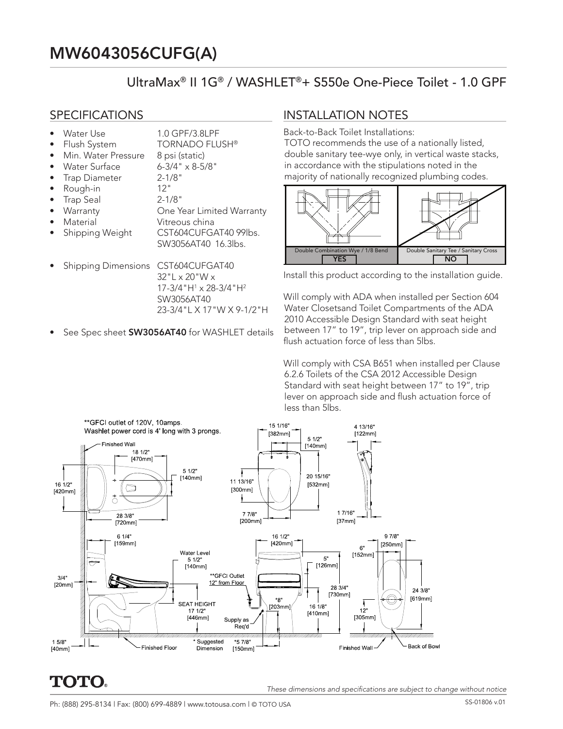# MW6043056CUFG(A)

## UltraMax® II 1G® / WASHLET®+ S550e One-Piece Toilet - 1.0 GPF

## SPECIFICATIONS

- Water Use 1.0 GPF/3.8LPF
- Flush System TORNADO FLUSH®
- Min. Water Pressure 8 psi (static)
- Water Surface 6-3/4" x 8-5/8"
- Trap Diameter 2-1/8"
- Rough-in 12"
- Trap Seal 2-1/8"
- Warranty One Year Limited Warranty
- Material Vitreous china
- Shipping Weight CST604CUFGAT40 99lbs. SW3056AT40 16.3lbs.
- Shipping Dimensions CST604CUFGAT40 32"L x 20"W x 17-3/4"H1 x 28-3/4"H2 SW3056AT40 23-3/4"L X 17"W X 9-1/2"H
- See Spec sheet **SW3056AT40** for WASHLET details

## INSTALLATION NOTES

Back-to-Back Toilet Installations:
TOTO recommends the use of a nationally listed, double sanitary tee-wye only, in vertical waste stacks, in accordance with the stipulations noted in the majority of nationally recognized plumbing codes.

Double Combination Wye / 1/8 Bend
YES

Double Sanitary Tee / Sanitary Cross
NO

Install this product according to the installation guide.

Will comply with ADA when installed per Section 604 Water Closetsand Toilet Compartments of the ADA 2010 Accessible Design Standard with seat height between 17" to 19", trip lever on approach side and flush actuation force of less than 5lbs.

Will comply with CSA B651 when installed per Clause 6.2.6 Toilets of the CSA 2012 Accessible Design Standard with seat height between 17" to 19", trip lever on approach side and flush actuation force of less than 5lbs.

**GFCI outlet of 120V, 10amps.
Washlet power cord is 4' long with 3 prongs.

Finished Wall
18 1/2" [470mm]
5 1/2" [140mm]
16 1/2" [420mm]
28 3/8" [720mm]
15 1/16" [382mm]
5 1/2" [140mm]
11 13/16" [300mm]
20 15/16" [532mm]
7 7/8" [200mm]
4 13/16" [122mm]
1 7/16" [37mm]
6 1/4" [159mm]
Water Level 5 1/2" [140mm]
**GFCI Outlet 12" from Floor
3/4" [20mm]
SEAT HEIGHT 17 1/2" [446mm]
Supply as Req'd
1 5/8" [40mm]
Finished Floor
* Suggested Dimension
16 1/2" [420mm]
5" [126mm]
28 3/4" [730mm]
*8" [203mm]
16 1/8" [410mm]
*5 7/8" [150mm]
9 7/8" [250mm]
6" [152mm]
24 3/8" [619mm]
12" [305mm]
Finished Wall
Back of Bowl

TOTO®

*These dimensions and specifications are subject to change without notice*

Ph: (888) 295-8134 | Fax: (800) 699-4889 | www.totousa.com | © TOTO USA

SS-01806 v.01